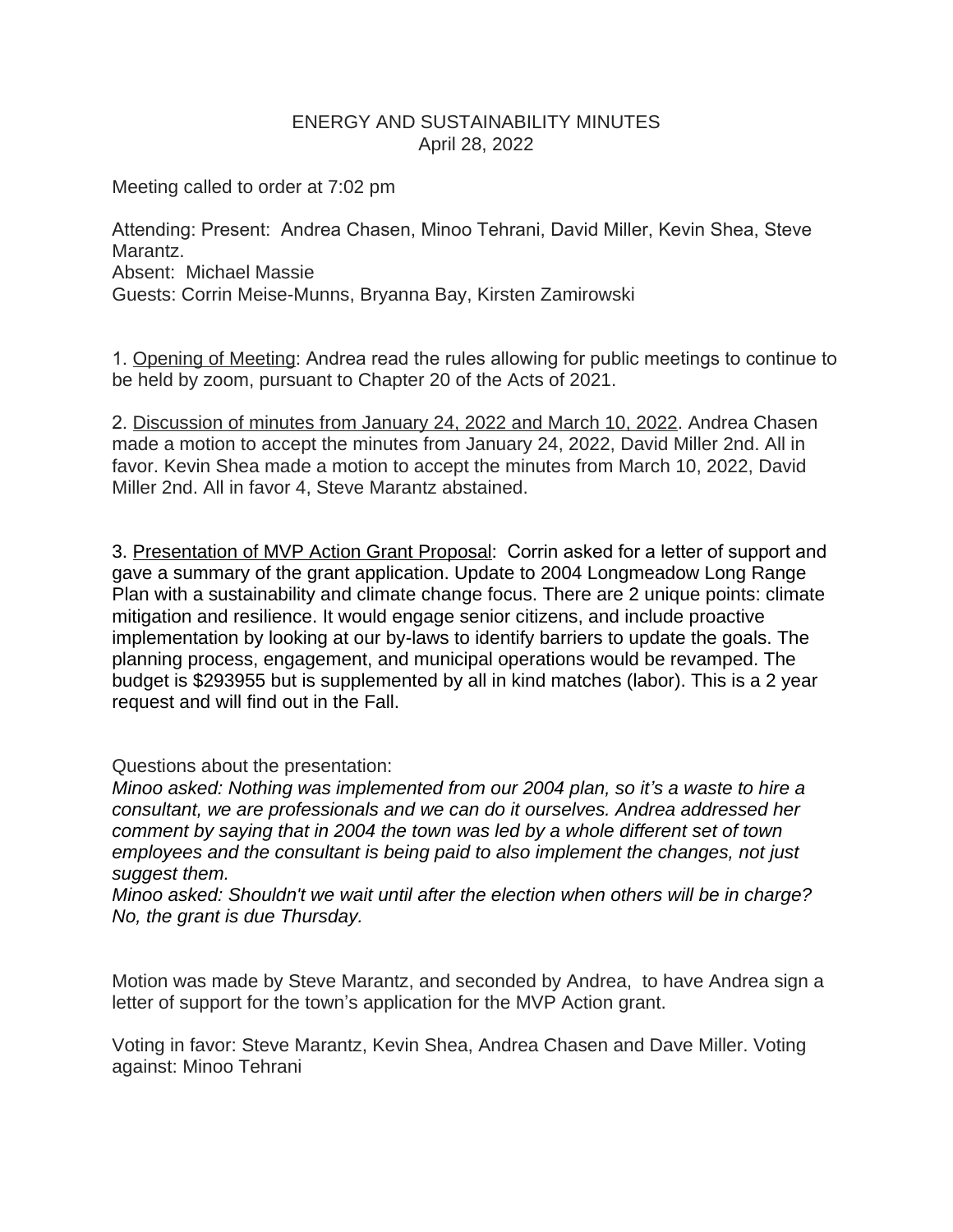# ENERGY AND SUSTAINABILITY MINUTES

April 28, 2022

Meeting called to order at 7:02 pm

Attending: Present: Andrea Chasen, Minoo Tehrani, David Miller, Kevin Shea, Steve Marantz.
Absent: Michael Massie
Guests: Corrin Meise-Munns, Bryanna Bay, Kirsten Zamirowski

1. Opening of Meeting: Andrea read the rules allowing for public meetings to continue to be held by zoom, pursuant to Chapter 20 of the Acts of 2021.

2. Discussion of minutes from January 24, 2022 and March 10, 2022. Andrea Chasen made a motion to accept the minutes from January 24, 2022, David Miller 2nd. All in favor. Kevin Shea made a motion to accept the minutes from March 10, 2022, David Miller 2nd. All in favor 4, Steve Marantz abstained.

3. Presentation of MVP Action Grant Proposal: Corrin asked for a letter of support and gave a summary of the grant application. Update to 2004 Longmeadow Long Range Plan with a sustainability and climate change focus. There are 2 unique points: climate mitigation and resilience. It would engage senior citizens, and include proactive implementation by looking at our by-laws to identify barriers to update the goals. The planning process, engagement, and municipal operations would be revamped. The budget is $293955 but is supplemented by all in kind matches (labor). This is a 2 year request and will find out in the Fall.

Questions about the presentation:
*Minoo asked: Nothing was implemented from our 2004 plan, so it's a waste to hire a consultant, we are professionals and we can do it ourselves. Andrea addressed her comment by saying that in 2004 the town was led by a whole different set of town employees and the consultant is being paid to also implement the changes, not just suggest them.*
*Minoo asked: Shouldn't we wait until after the election when others will be in charge? No, the grant is due Thursday.*

Motion was made by Steve Marantz, and seconded by Andrea, to have Andrea sign a letter of support for the town's application for the MVP Action grant.

Voting in favor: Steve Marantz, Kevin Shea, Andrea Chasen and Dave Miller. Voting against: Minoo Tehrani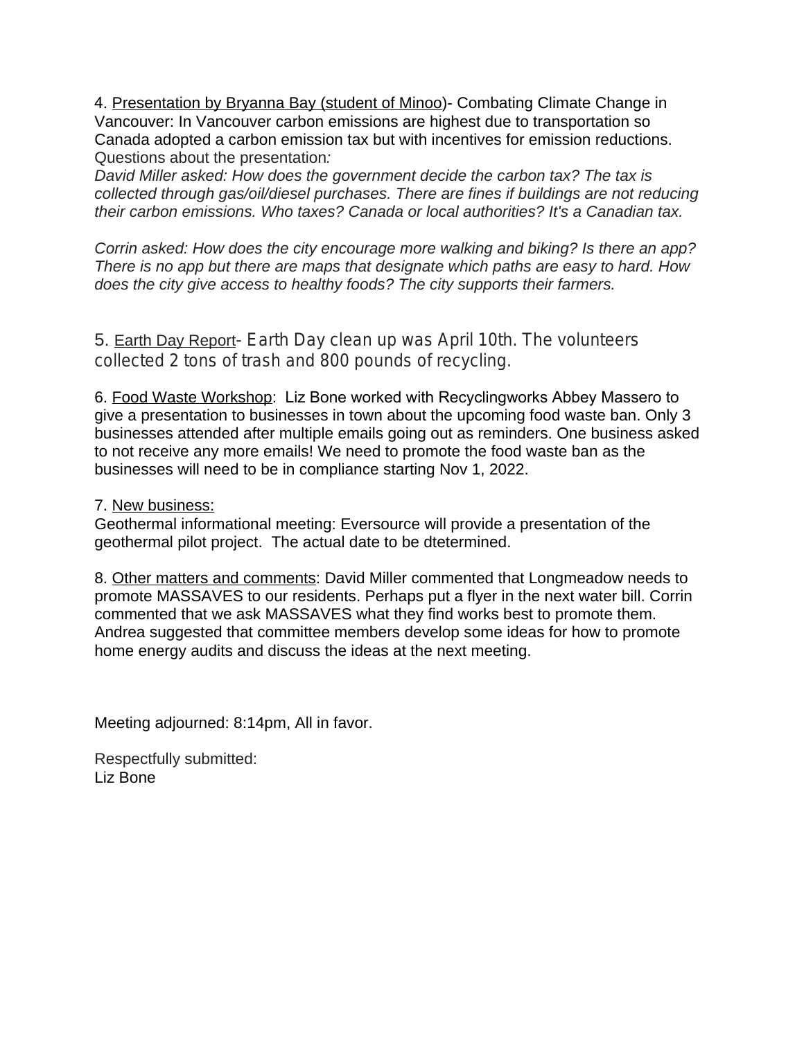4. Presentation by Bryanna Bay (student of Minoo)- Combating Climate Change in Vancouver: In Vancouver carbon emissions are highest due to transportation so Canada adopted a carbon emission tax but with incentives for emission reductions.
Questions about the presentation*:*
*David Miller asked: How does the government decide the carbon tax? The tax is collected through gas/oil/diesel purchases. There are fines if buildings are not reducing their carbon emissions. Who taxes? Canada or local authorities? It's a Canadian tax.*

*Corrin asked: How does the city encourage more walking and biking? Is there an app? There is no app but there are maps that designate which paths are easy to hard. How does the city give access to healthy foods? The city supports their farmers.*

5. Earth Day Report- Earth Day clean up was April 10th. The volunteers collected 2 tons of trash and 800 pounds of recycling.

6. Food Waste Workshop: Liz Bone worked with Recyclingworks Abbey Massero to give a presentation to businesses in town about the upcoming food waste ban. Only 3 businesses attended after multiple emails going out as reminders. One business asked to not receive any more emails! We need to promote the food waste ban as the businesses will need to be in compliance starting Nov 1, 2022.

7. New business:
Geothermal informational meeting: Eversource will provide a presentation of the geothermal pilot project. The actual date to be dtetermined.

8. Other matters and comments: David Miller commented that Longmeadow needs to promote MASSAVES to our residents. Perhaps put a flyer in the next water bill. Corrin commented that we ask MASSAVES what they find works best to promote them. Andrea suggested that committee members develop some ideas for how to promote home energy audits and discuss the ideas at the next meeting.

Meeting adjourned: 8:14pm, All in favor.

Respectfully submitted:
Liz Bone